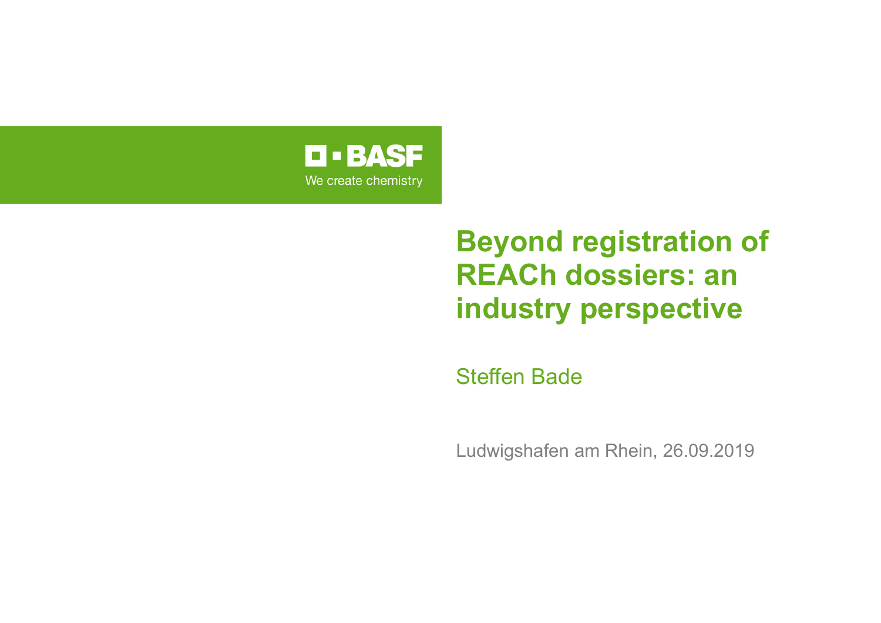BASF

We create chemistry

# Beyond registration of REACh dossiers: an industry perspective

Steffen Bade

Ludwigshafen am Rhein, 26.09.2019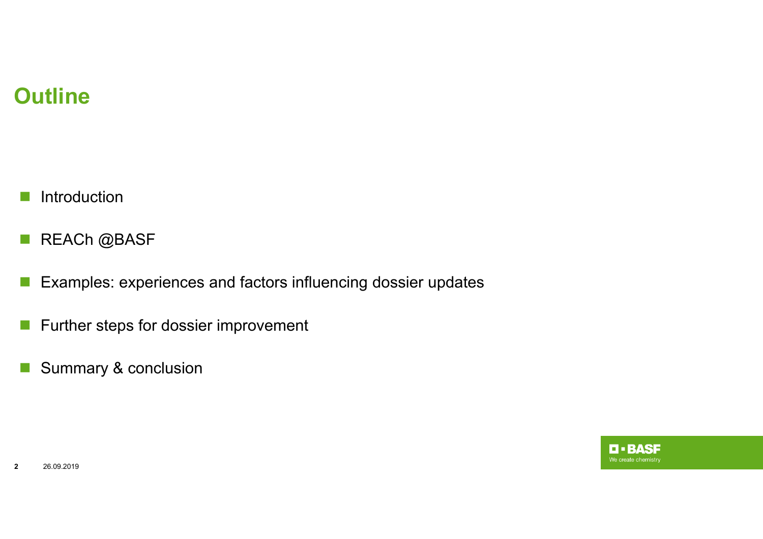# Outline

- Introduction
- REACh @BASF
- Examples: experiences and factors influencing dossier updates
- Further steps for dossier improvement
- Summary & conclusion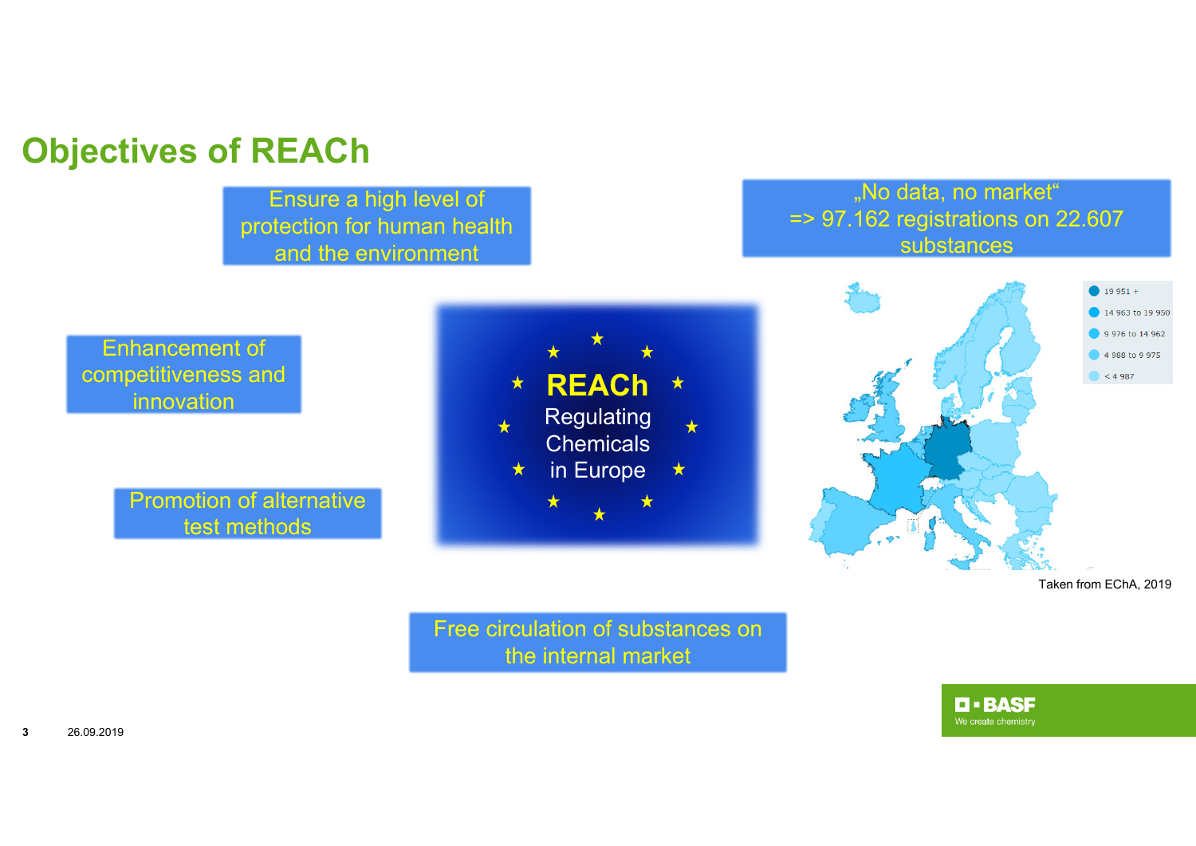# Objectives of REACh

Ensure a high level of protection for human health and the environment

„No data, no market“
=> 97.162 registrations on 22.607 substances

Enhancement of competitiveness and innovation

**REACh**
Regulating Chemicals in Europe

Promotion of alternative test methods

- 19 951 +
- 14 963 to 19 950
- 9 976 to 14 962
- 4 988 to 9 975
- < 4 987

Taken from EChA, 2019

Free circulation of substances on the internal market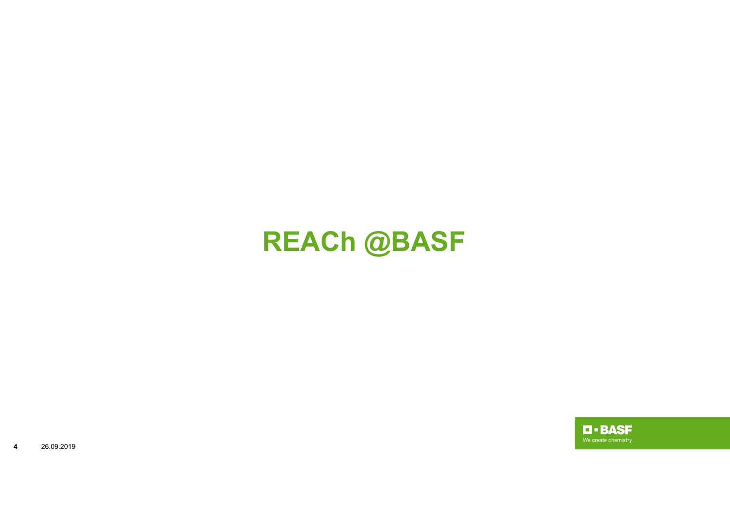# REACh @BASF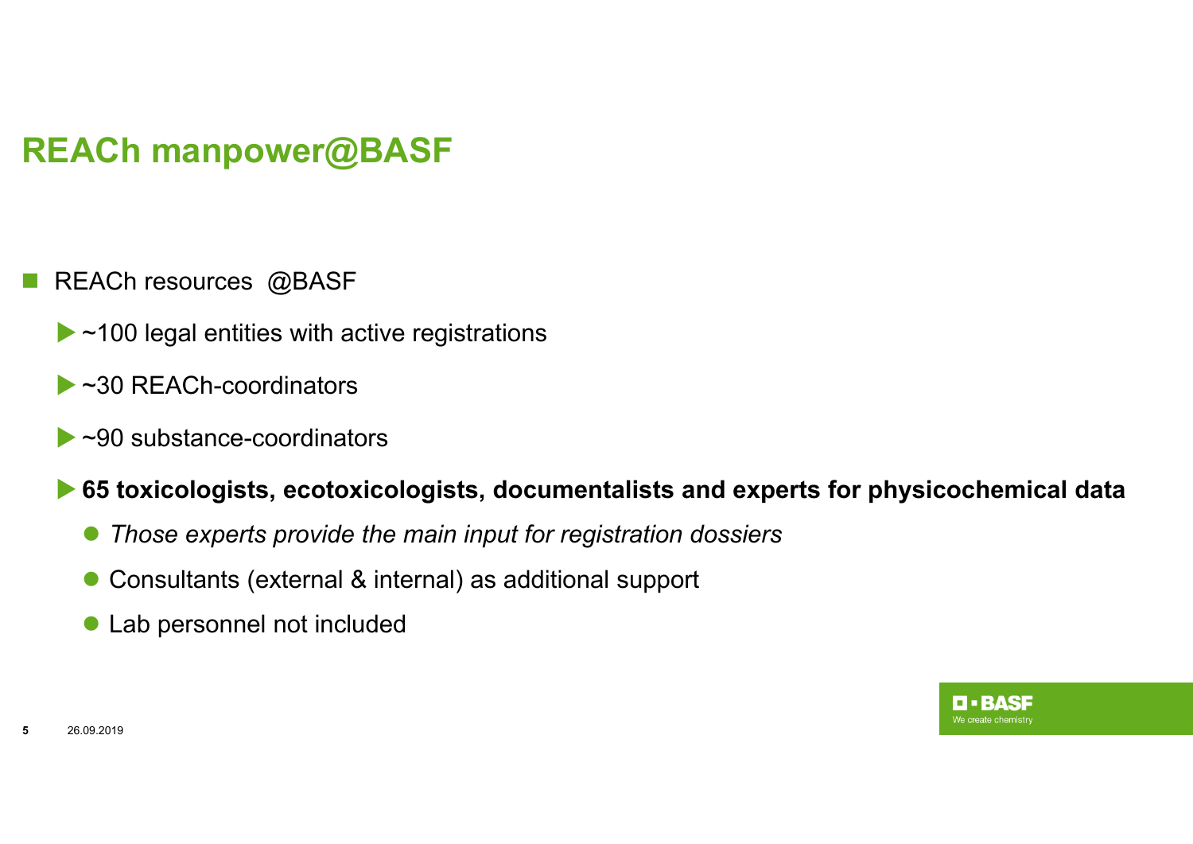# REACh manpower@BASF

- REACh resources @BASF
  - ~100 legal entities with active registrations
  - ~30 REACh-coordinators
  - ~90 substance-coordinators
  - **65 toxicologists, ecotoxicologists, documentalists and experts for physicochemical data**
    - *Those experts provide the main input for registration dossiers*
    - Consultants (external & internal) as additional support
    - Lab personnel not included

26.09.2019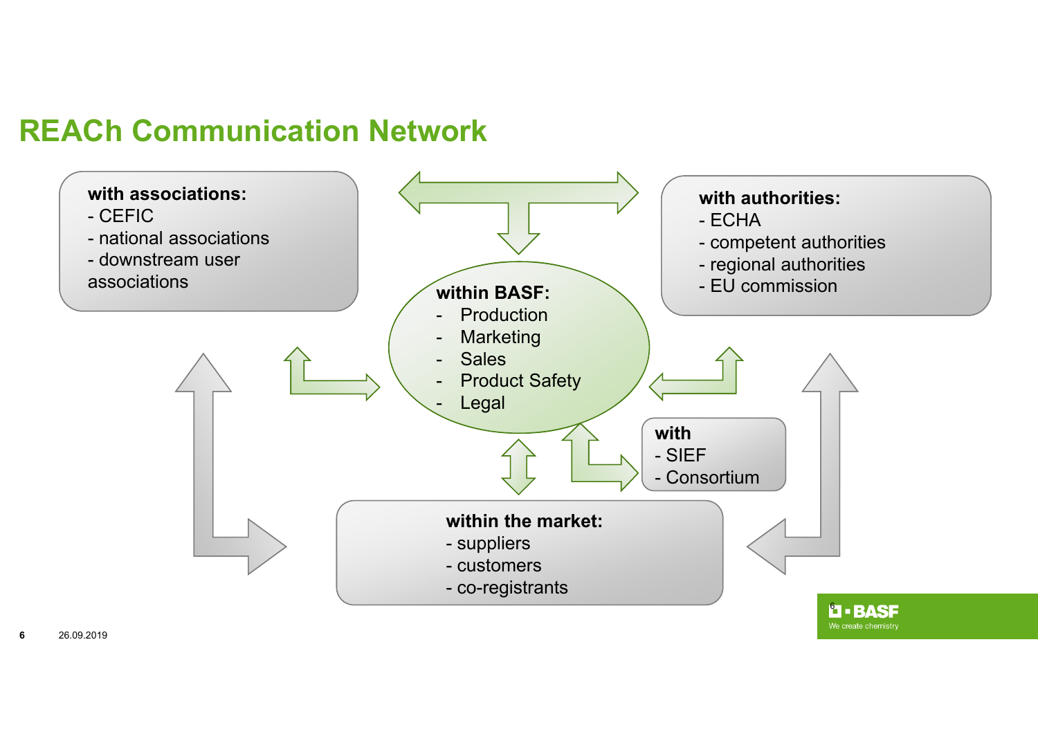# REACh Communication Network

**with associations:**
- CEFIC
- national associations
- downstream user associations

**with authorities:**
- ECHA
- competent authorities
- regional authorities
- EU commission

**within BASF:**
- Production
- Marketing
- Sales
- Product Safety
- Legal

**with**
- SIEF
- Consortium

**within the market:**
- suppliers
- customers
- co-registrants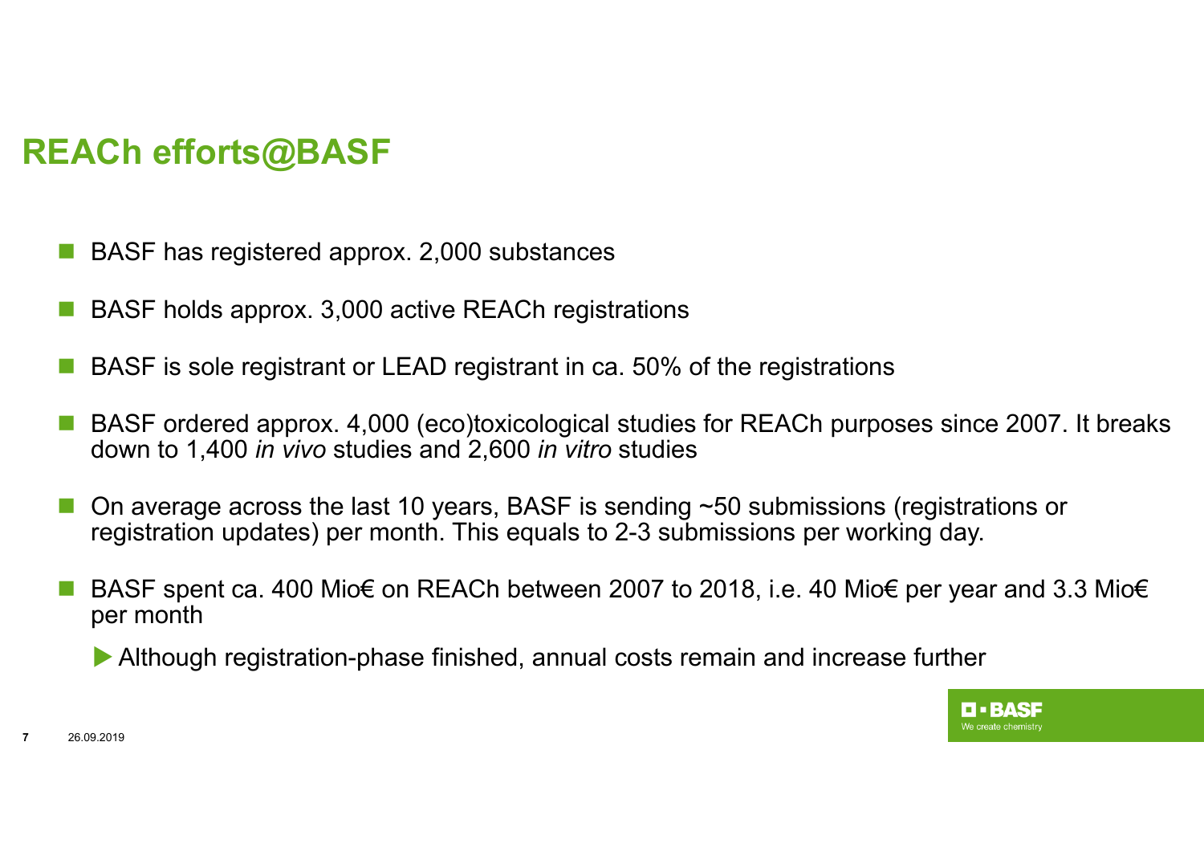# REACh efforts@BASF

- BASF has registered approx. 2,000 substances
- BASF holds approx. 3,000 active REACh registrations
- BASF is sole registrant or LEAD registrant in ca. 50% of the registrations
- BASF ordered approx. 4,000 (eco)toxicological studies for REACh purposes since 2007. It breaks down to 1,400 *in vivo* studies and 2,600 *in vitro* studies
- On average across the last 10 years, BASF is sending ~50 submissions (registrations or registration updates) per month. This equals to 2-3 submissions per working day.
- BASF spent ca. 400 Mio€ on REACh between 2007 to 2018, i.e. 40 Mio€ per year and 3.3 Mio€ per month
  - ▶ Although registration-phase finished, annual costs remain and increase further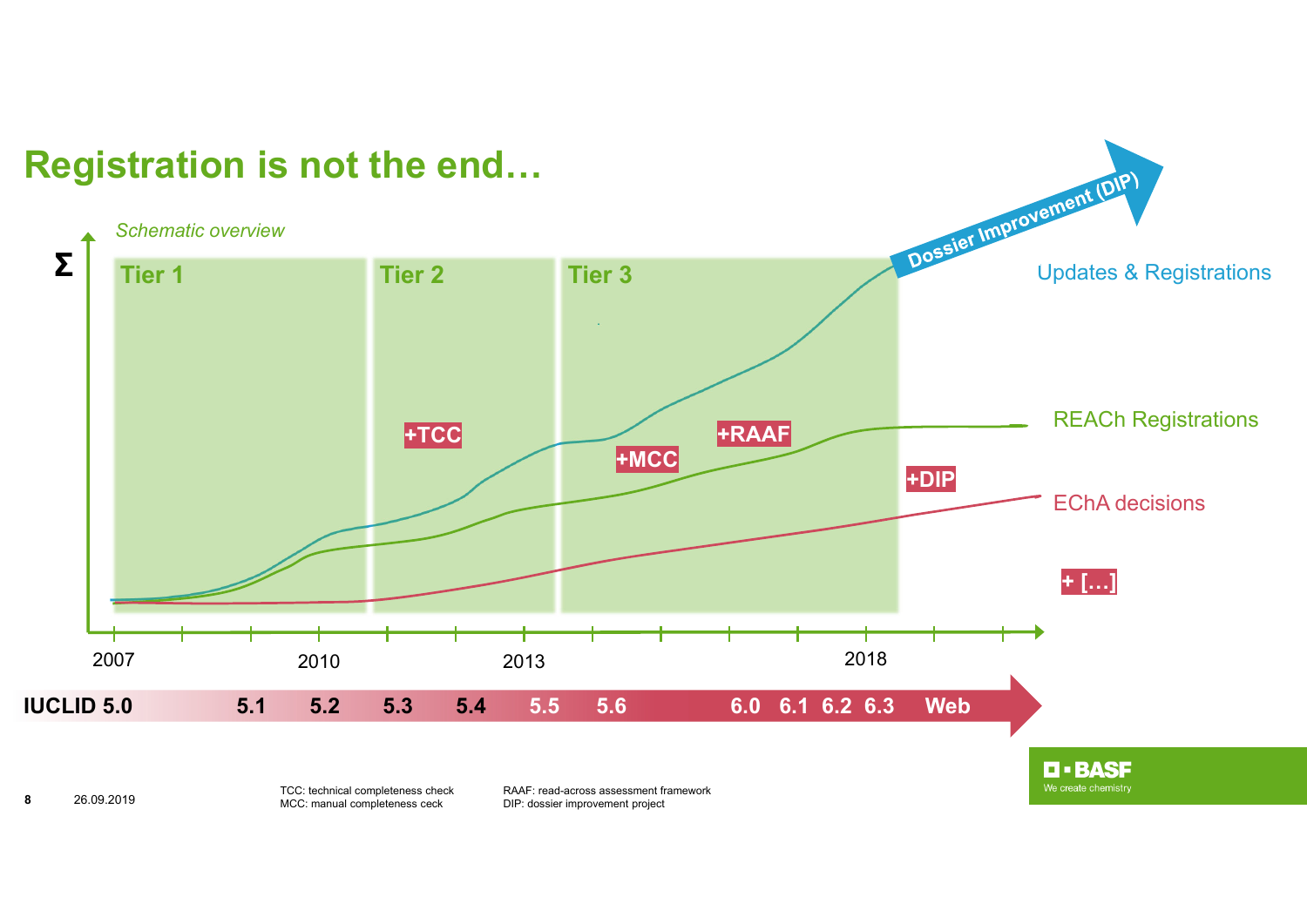# Registration is not the end…

*Schematic overview*

Σ

Tier 1

Tier 2

Tier 3

Dossier Improvement (DIP)

Updates & Registrations

+TCC

+MCC

+RAAF

REACh Registrations

+DIP

EChA decisions

+ […]

2007 2010 2013 2018

IUCLID 5.0 5.1 5.2 5.3 5.4 5.5 5.6 6.0 6.1 6.2 6.3 Web

TCC: technical completeness check
MCC: manual completeness ceck

RAAF: read-across assessment framework
DIP: dossier improvement project

26.09.2019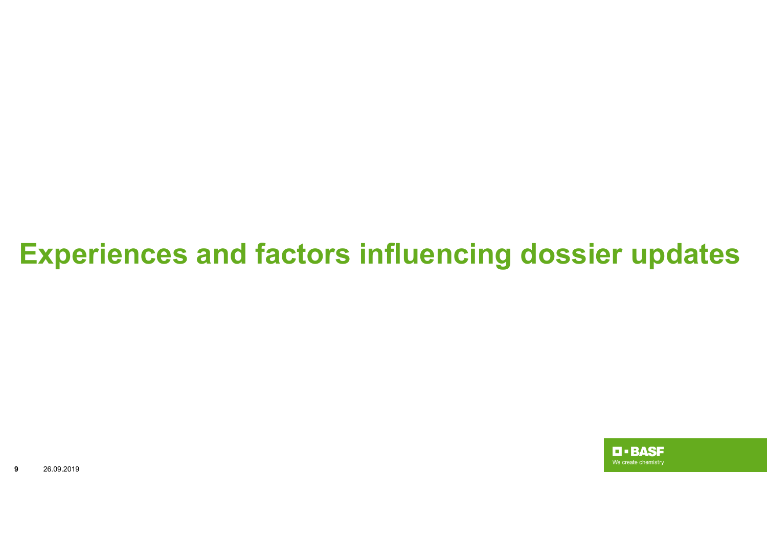# Experiences and factors influencing dossier updates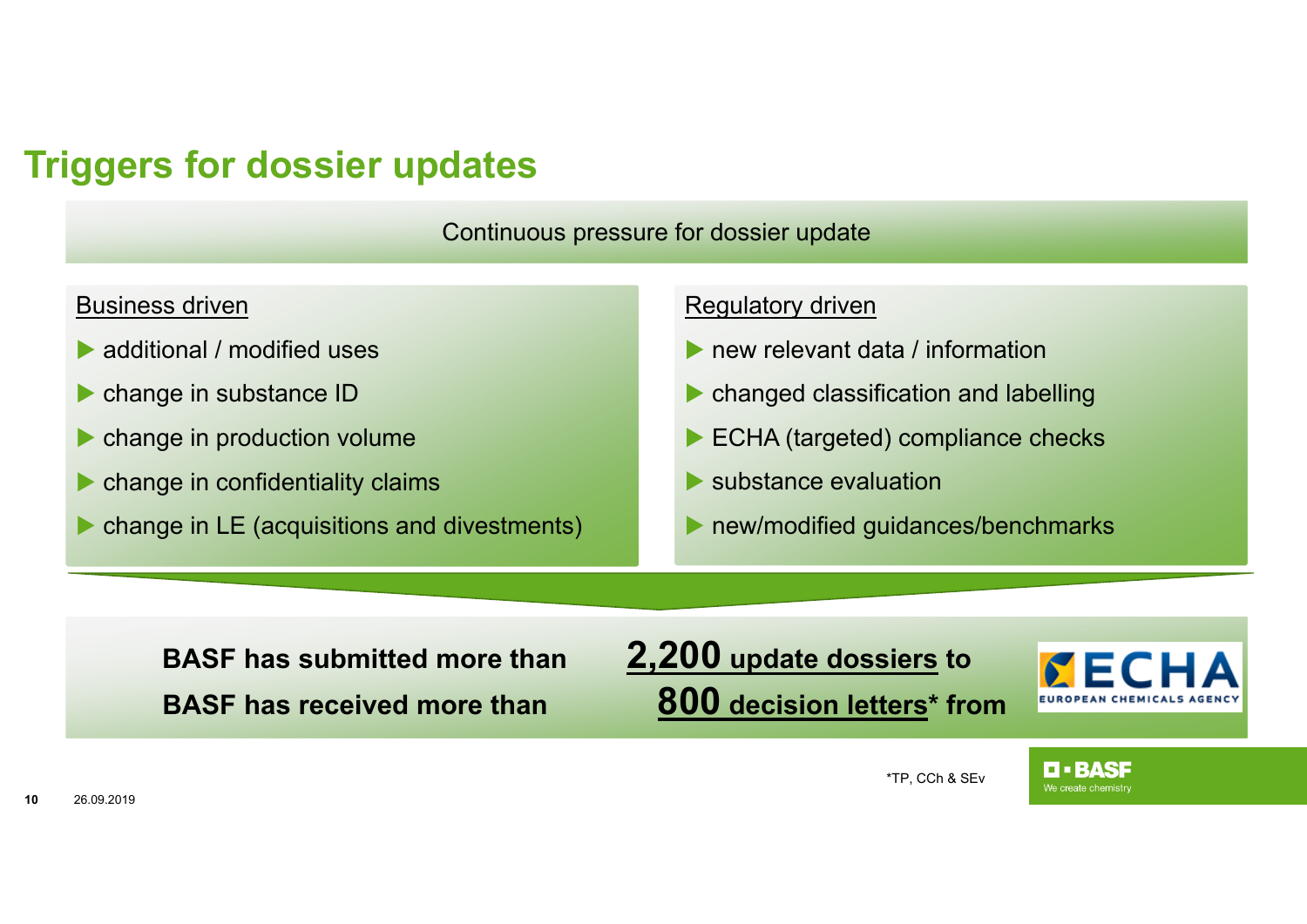# Triggers for dossier updates

Continuous pressure for dossier update

**Business driven**

- additional / modified uses
- change in substance ID
- change in production volume
- change in confidentiality claims
- change in LE (acquisitions and divestments)

**Regulatory driven**

- new relevant data / information
- changed classification and labelling
- ECHA (targeted) compliance checks
- substance evaluation
- new/modified guidances/benchmarks

**BASF has submitted more than 2,200 update dossiers to ECHA**

**BASF has received more than 800 decision letters* from ECHA**

*TP, CCh & SEv

26.09.2019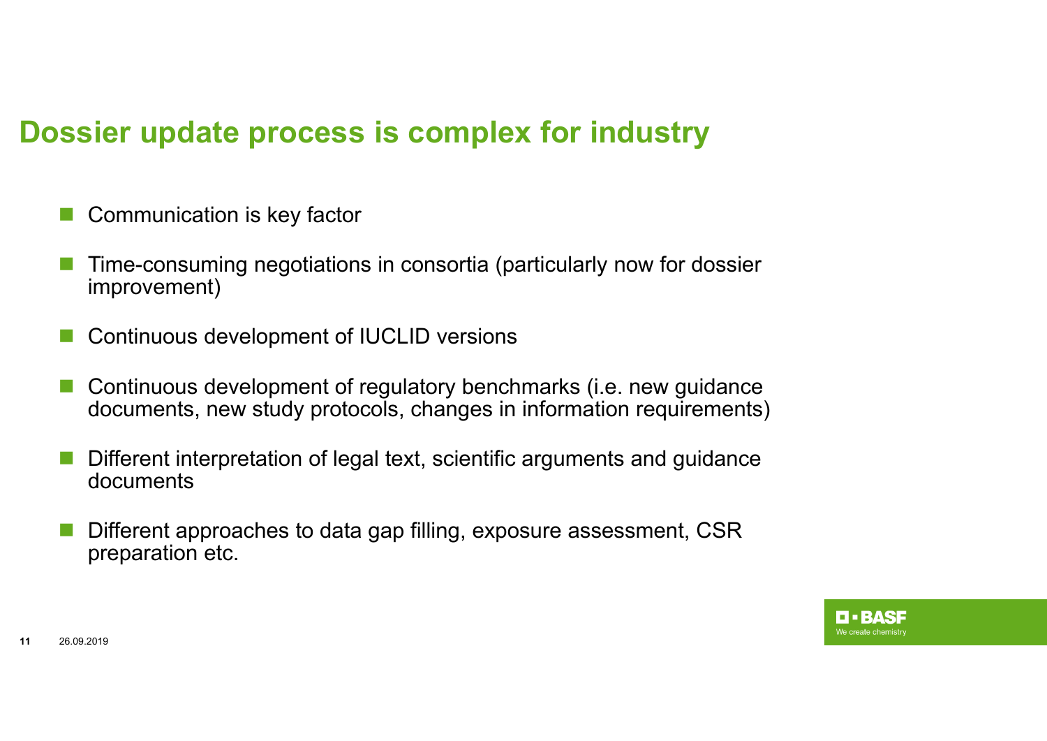# Dossier update process is complex for industry

- Communication is key factor
- Time-consuming negotiations in consortia (particularly now for dossier improvement)
- Continuous development of IUCLID versions
- Continuous development of regulatory benchmarks (i.e. new guidance documents, new study protocols, changes in information requirements)
- Different interpretation of legal text, scientific arguments and guidance documents
- Different approaches to data gap filling, exposure assessment, CSR preparation etc.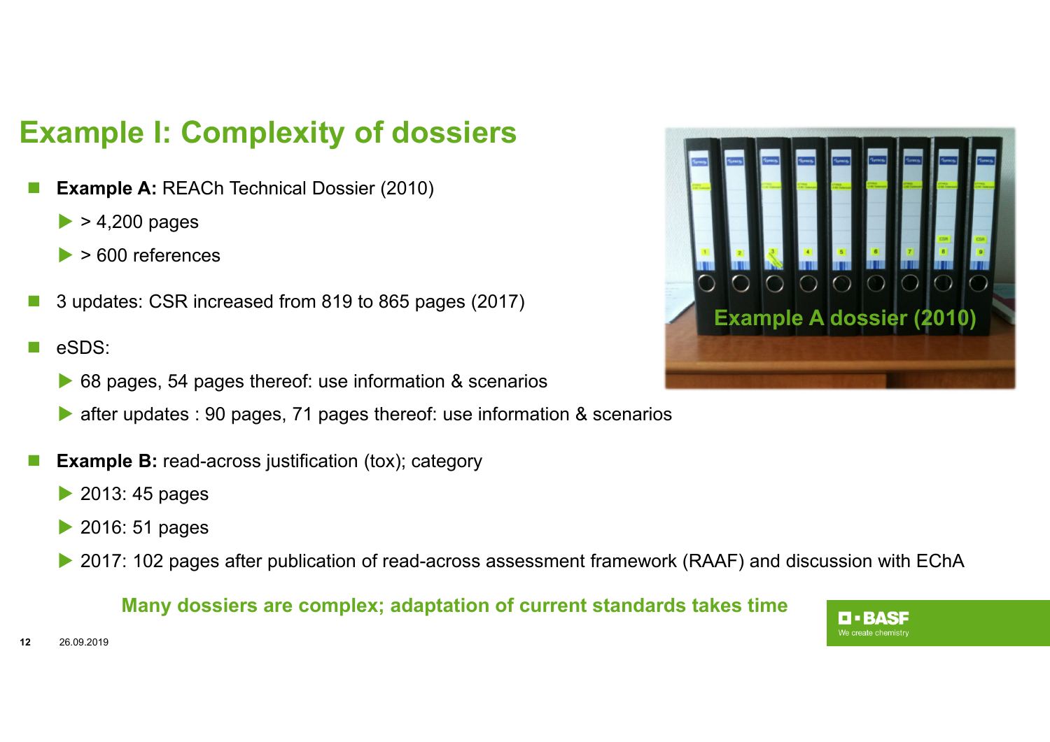# Example I: Complexity of dossiers

- **Example A:** REACh Technical Dossier (2010)
  - > 4,200 pages
  - > 600 references
- 3 updates: CSR increased from 819 to 865 pages (2017)
- eSDS:
  - 68 pages, 54 pages thereof: use information & scenarios
  - after updates : 90 pages, 71 pages thereof: use information & scenarios
- **Example B:** read-across justification (tox); category
  - 2013: 45 pages
  - 2016: 51 pages
  - 2017: 102 pages after publication of read-across assessment framework (RAAF) and discussion with EChA

Example A dossier (2010)

**Many dossiers are complex; adaptation of current standards takes time**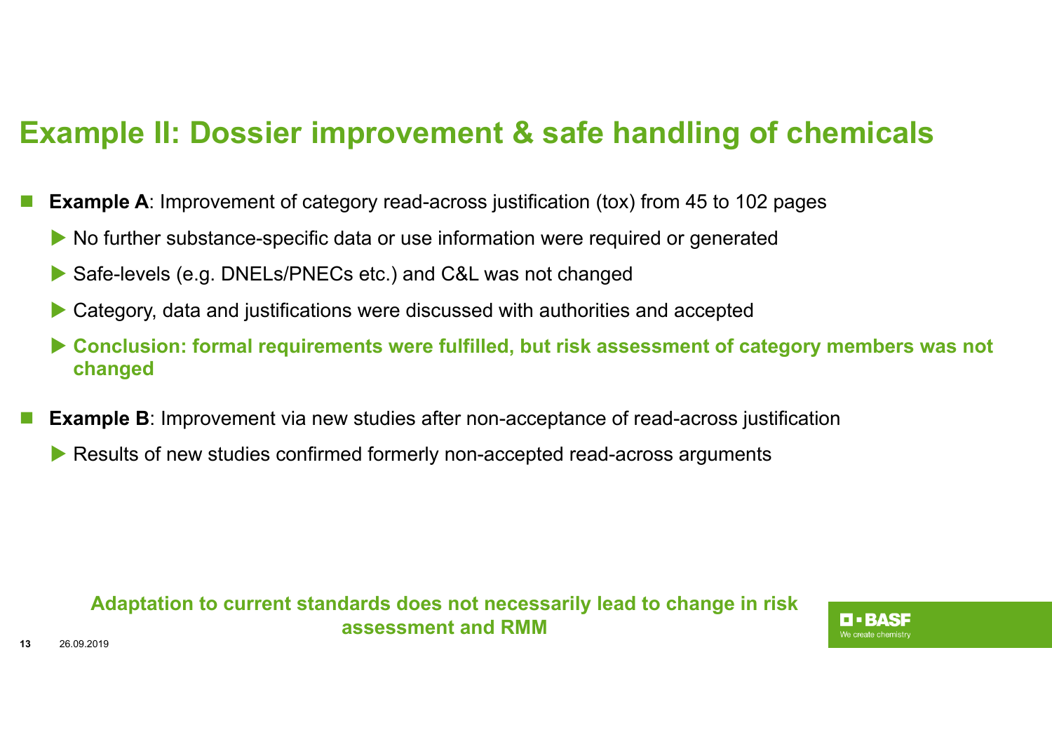# Example II: Dossier improvement & safe handling of chemicals

- **Example A**: Improvement of category read-across justification (tox) from 45 to 102 pages
  - No further substance-specific data or use information were required or generated
  - Safe-levels (e.g. DNELs/PNECs etc.) and C&L was not changed
  - Category, data and justifications were discussed with authorities and accepted
  - **Conclusion: formal requirements were fulfilled, but risk assessment of category members was not changed**
- **Example B**: Improvement via new studies after non-acceptance of read-across justification
  - Results of new studies confirmed formerly non-accepted read-across arguments

**Adaptation to current standards does not necessarily lead to change in risk assessment and RMM**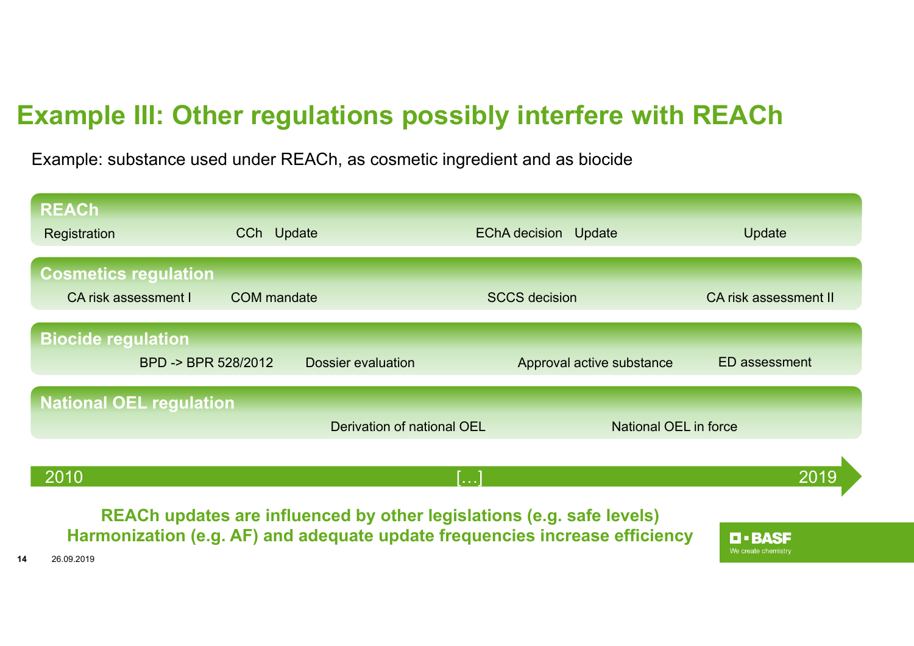# Example III: Other regulations possibly interfere with REACh

Example: substance used under REACh, as cosmetic ingredient and as biocide

**REACh**

Registration — CCh — Update — EChA decision — Update — Update

**Cosmetics regulation**

CA risk assessment I — COM mandate — SCCS decision — CA risk assessment II

**Biocide regulation**

BPD -> BPR 528/2012 — Dossier evaluation — Approval active substance — ED assessment

**National OEL regulation**

Derivation of national OEL — National OEL in force

2010 […] 2019

**REACh updates are influenced by other legislations (e.g. safe levels)**
**Harmonization (e.g. AF) and adequate update frequencies increase efficiency**

26.09.2019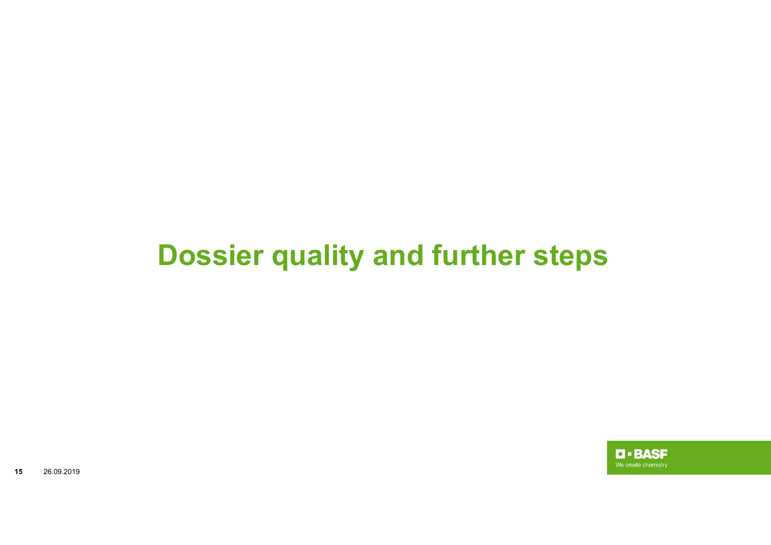# Dossier quality and further steps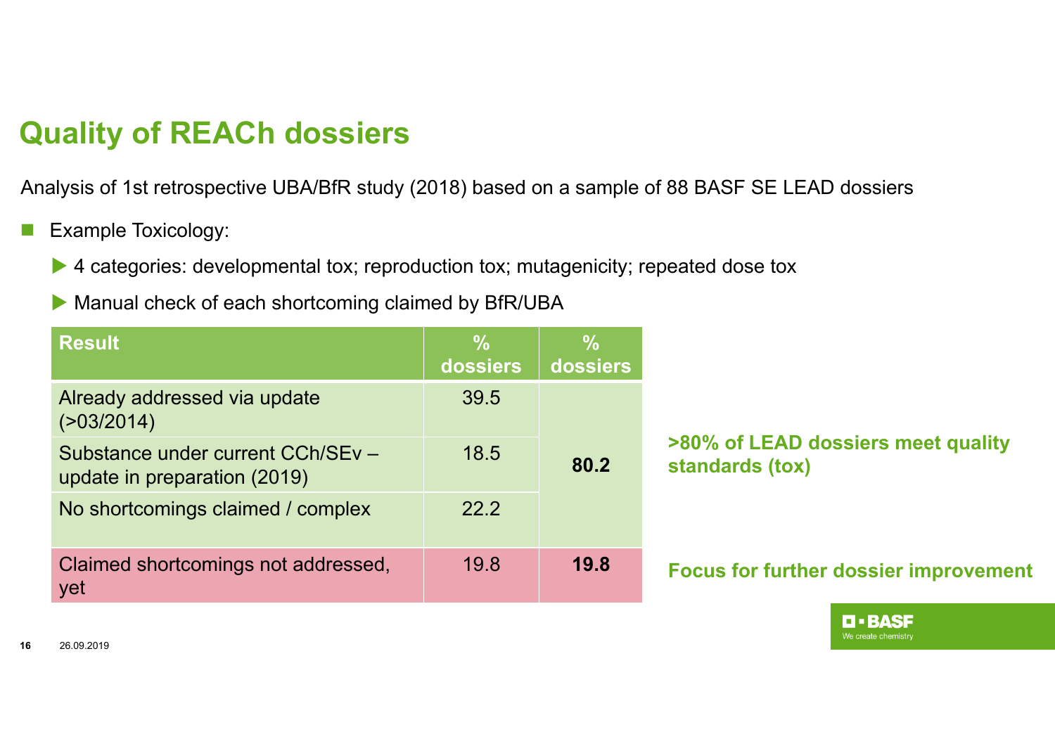# Quality of REACh dossiers

Analysis of 1st retrospective UBA/BfR study (2018) based on a sample of 88 BASF SE LEAD dossiers

- Example Toxicology:
  - 4 categories: developmental tox; reproduction tox; mutagenicity; repeated dose tox
  - Manual check of each shortcoming claimed by BfR/UBA

| Result | % dossiers | % dossiers |
|---|---|---|
| Already addressed via update (>03/2014) | 39.5 | |
| Substance under current CCh/SEv – update in preparation (2019) | 18.5 | **80.2** |
| No shortcomings claimed / complex | 22.2 | |
| Claimed shortcomings not addressed, yet | 19.8 | **19.8** |

**>80% of LEAD dossiers meet quality standards (tox)**

**Focus for further dossier improvement**

26.09.2019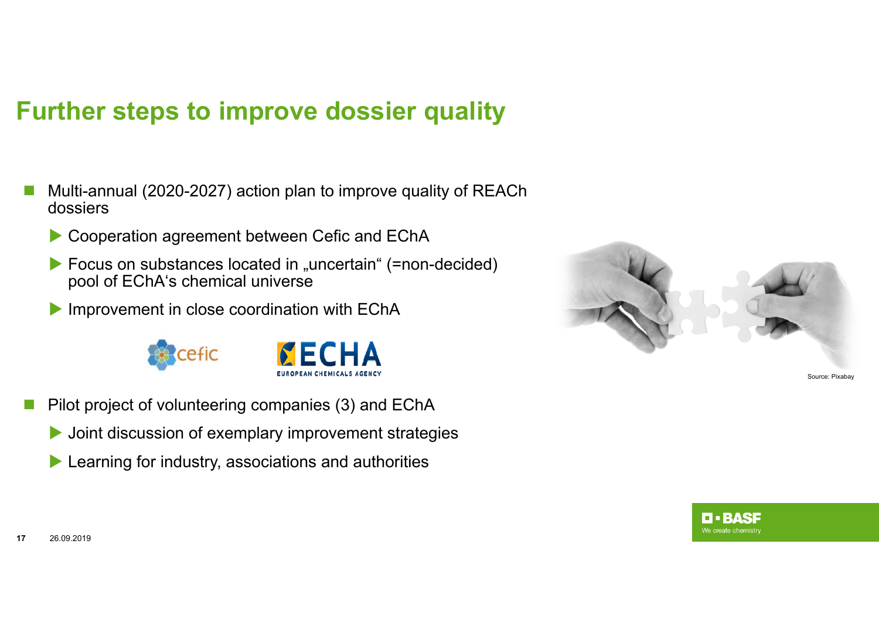# Further steps to improve dossier quality

- Multi-annual (2020-2027) action plan to improve quality of REACh dossiers
  - Cooperation agreement between Cefic and EChA
  - Focus on substances located in „uncertain“ (=non-decided) pool of EChA‘s chemical universe
  - Improvement in close coordination with EChA
- Pilot project of volunteering companies (3) and EChA
  - Joint discussion of exemplary improvement strategies
  - Learning for industry, associations and authorities

Source: Pixabay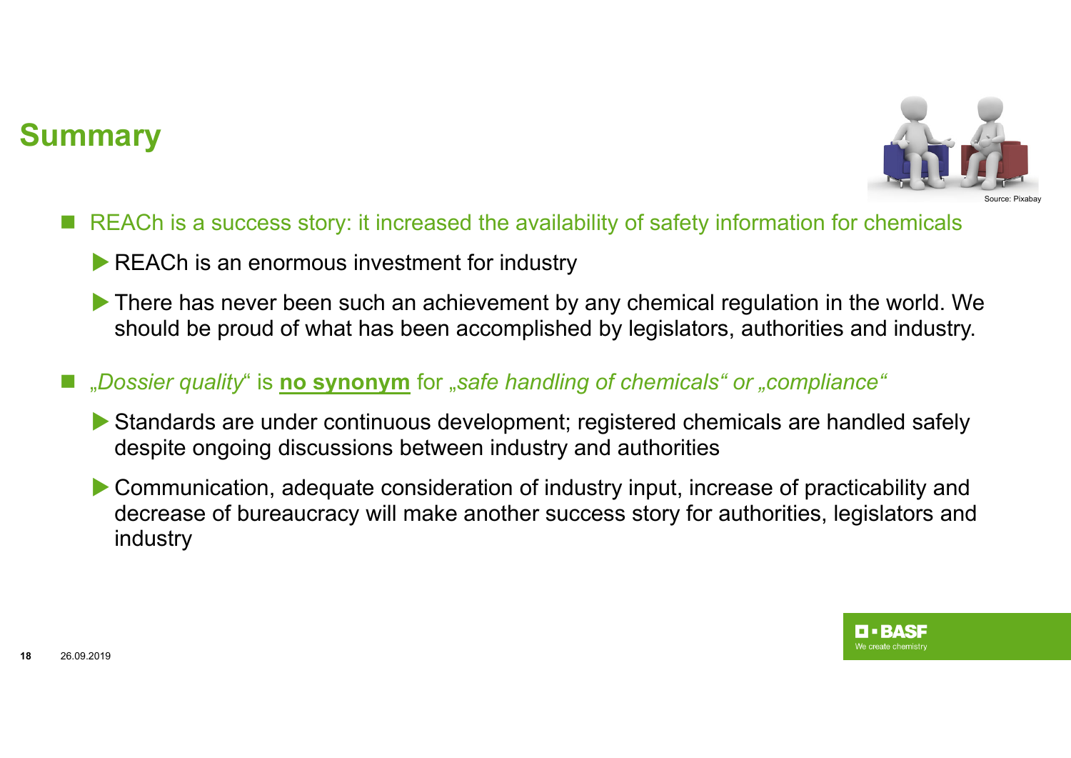# Summary

Source: Pixabay

- REACh is a success story: it increased the availability of safety information for chemicals
  - REACh is an enormous investment for industry
  - There has never been such an achievement by any chemical regulation in the world. We should be proud of what has been accomplished by legislators, authorities and industry.
- „*Dossier quality*“ is **no synonym** for „*safe handling of chemicals“ or „compliance“*
  - Standards are under continuous development; registered chemicals are handled safely despite ongoing discussions between industry and authorities
  - Communication, adequate consideration of industry input, increase of practicability and decrease of bureaucracy will make another success story for authorities, legislators and industry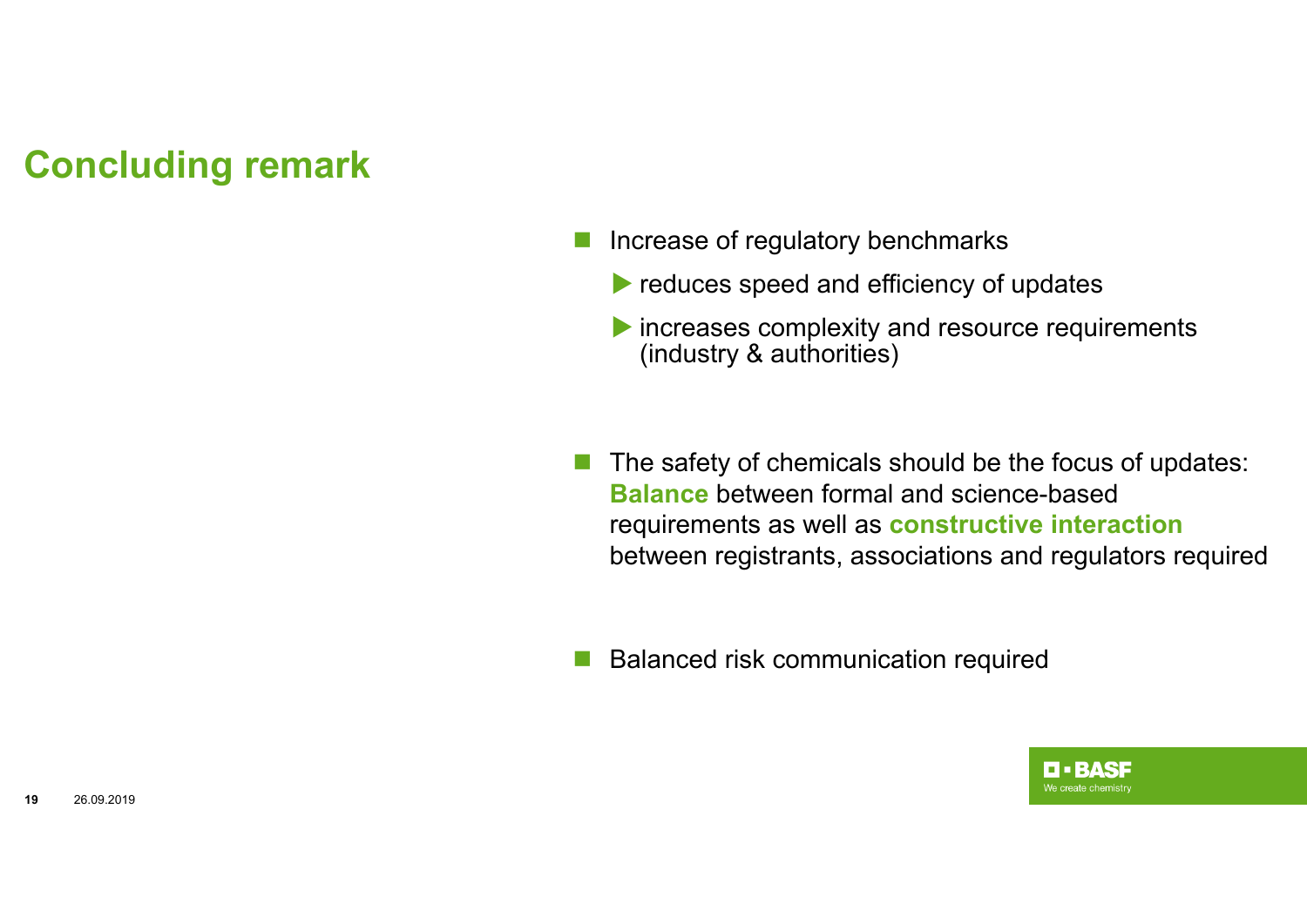# Concluding remark

- Increase of regulatory benchmarks
  - reduces speed and efficiency of updates
  - increases complexity and resource requirements (industry & authorities)

- The safety of chemicals should be the focus of updates: **Balance** between formal and science-based requirements as well as **constructive interaction** between registrants, associations and regulators required

- Balanced risk communication required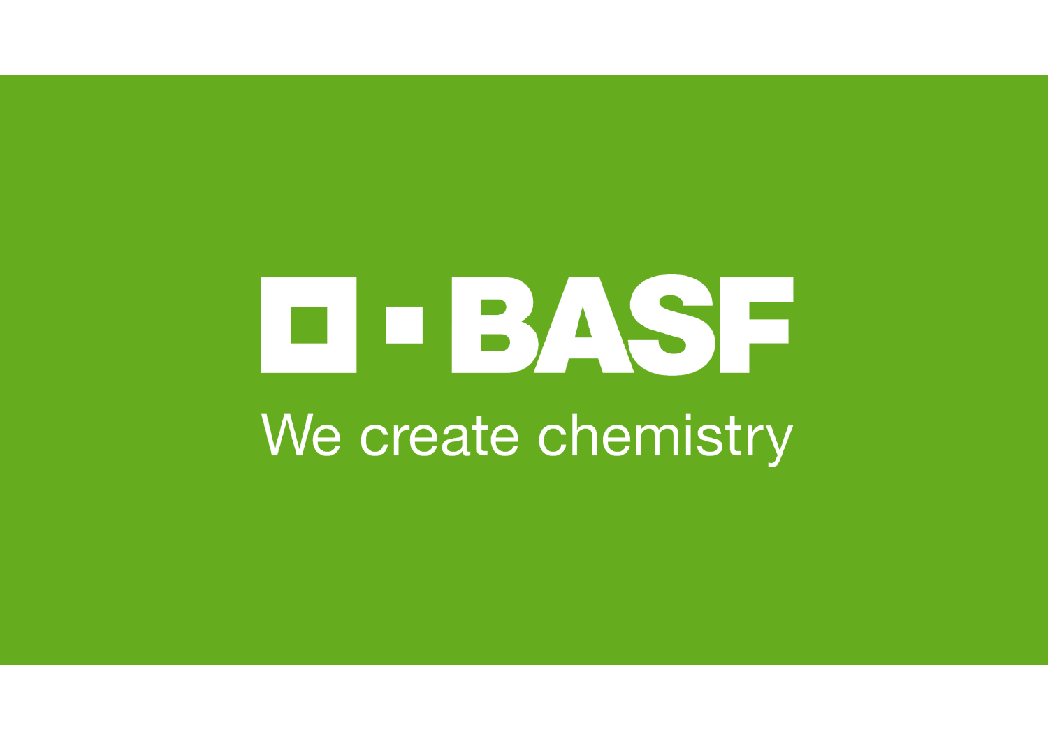BASF

We create chemistry